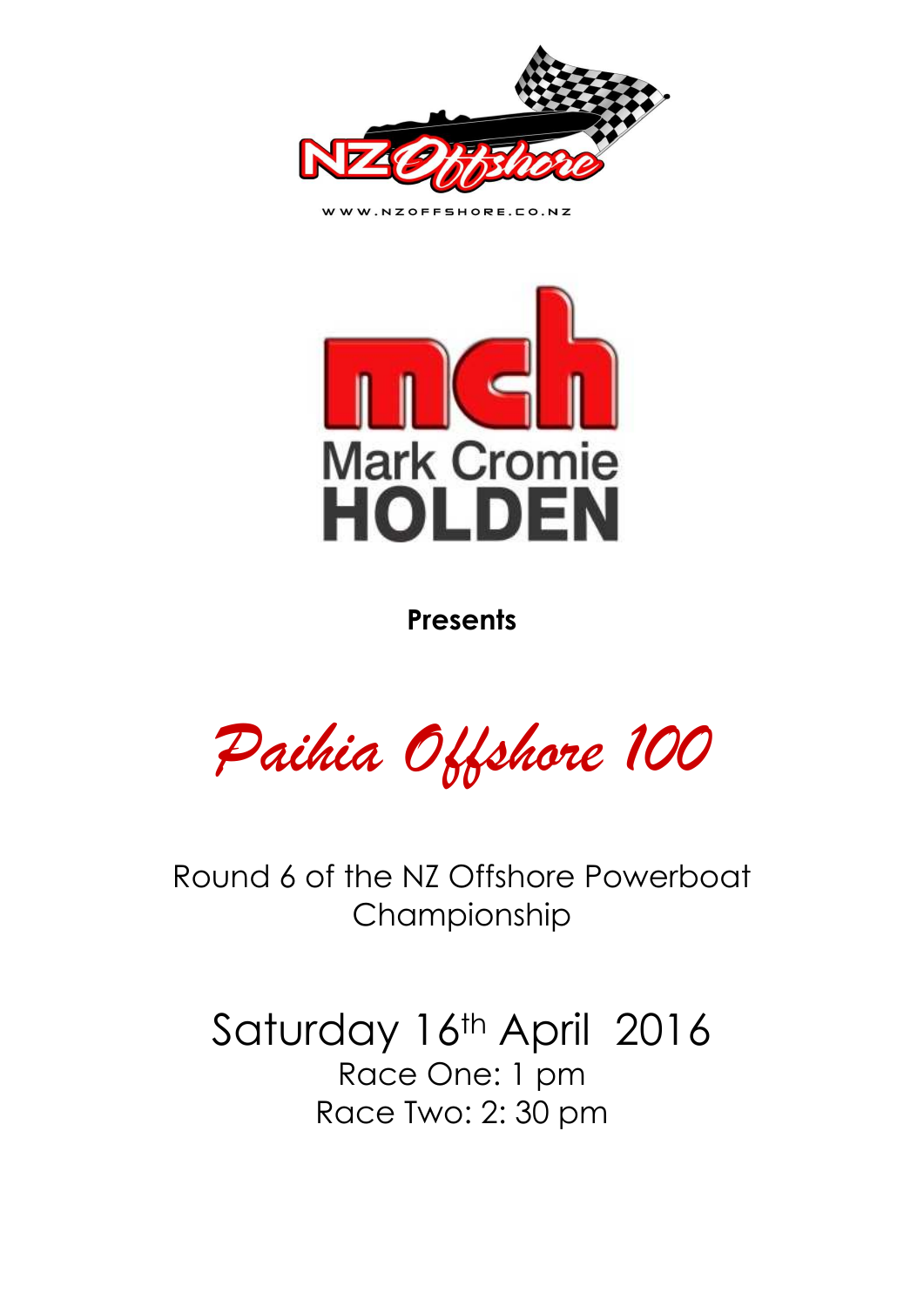NZ Offshore

WWW.NZOFFSHORE.CO.NZ

mch

Mark Cromie HOLDEN

**Presents**

# *Paihia Offshore 100*

Round 6 of the NZ Offshore Powerboat Championship

Saturday 16th April 2016

Race One: 1 pm

Race Two: 2: 30 pm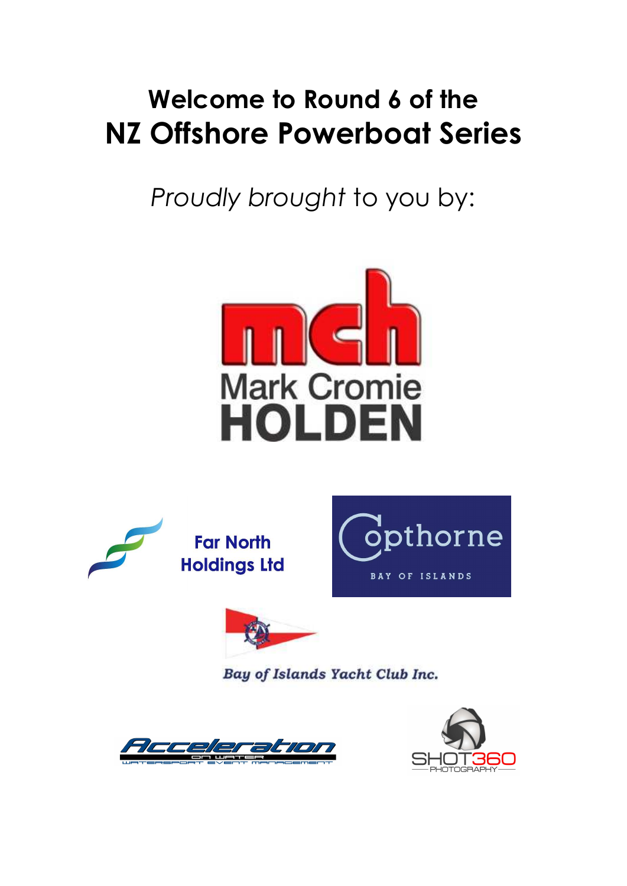# Welcome to Round 6 of the
# NZ Offshore Powerboat Series

*Proudly brought* to you by:

mch
Mark Cromie
HOLDEN

Far North Holdings Ltd

Copthorne
BAY OF ISLANDS

Bay of Islands Yacht Club Inc.

Acceleration
on water
WATERSPORT EVENT MANAGEMENT

SHOT360
PHOTOGRAPHY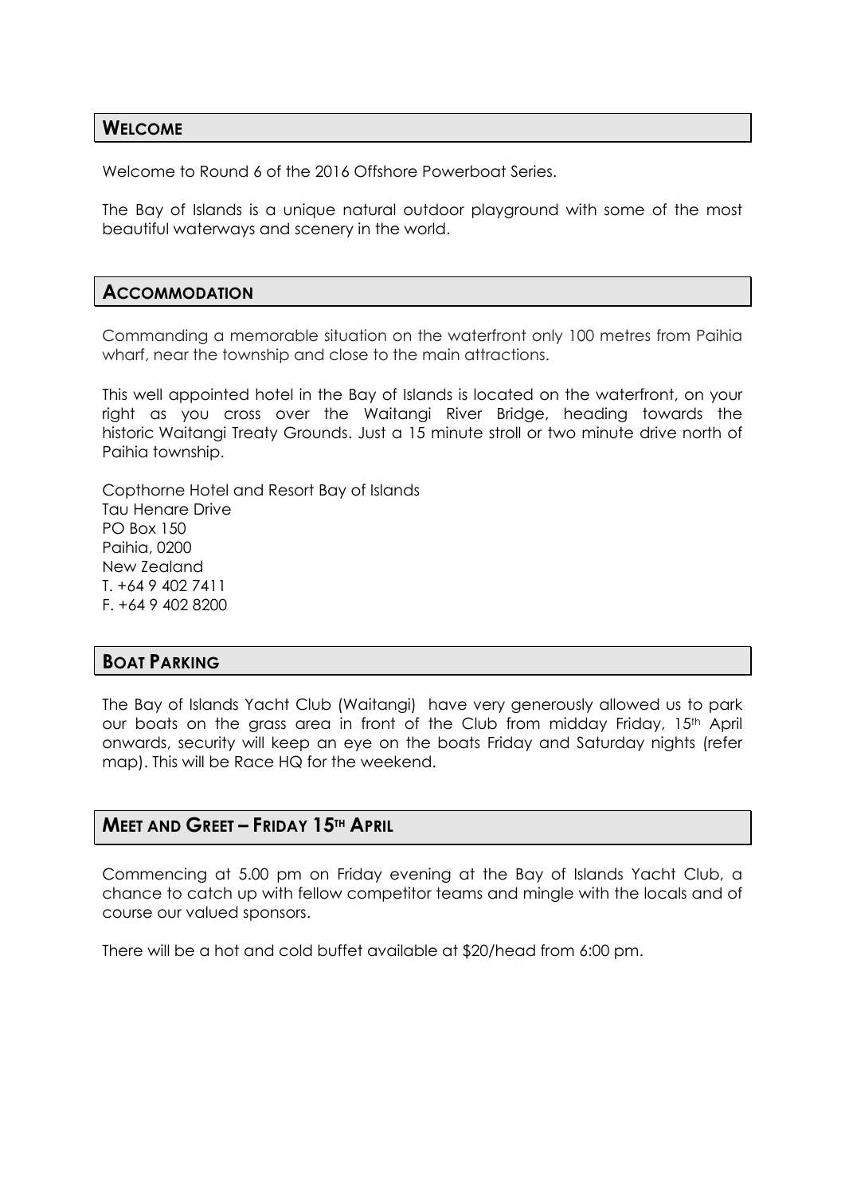## WELCOME

Welcome to Round 6 of the 2016 Offshore Powerboat Series.

The Bay of Islands is a unique natural outdoor playground with some of the most beautiful waterways and scenery in the world.

## ACCOMMODATION

Commanding a memorable situation on the waterfront only 100 metres from Paihia wharf, near the township and close to the main attractions.

This well appointed hotel in the Bay of Islands is located on the waterfront, on your right as you cross over the Waitangi River Bridge, heading towards the historic Waitangi Treaty Grounds. Just a 15 minute stroll or two minute drive north of Paihia township.

Copthorne Hotel and Resort Bay of Islands
Tau Henare Drive
PO Box 150
Paihia, 0200
New Zealand
T. +64 9 402 7411
F. +64 9 402 8200

## BOAT PARKING

The Bay of Islands Yacht Club (Waitangi) have very generously allowed us to park our boats on the grass area in front of the Club from midday Friday, 15th April onwards, security will keep an eye on the boats Friday and Saturday nights (refer map). This will be Race HQ for the weekend.

## MEET AND GREET – FRIDAY 15TH APRIL

Commencing at 5.00 pm on Friday evening at the Bay of Islands Yacht Club, a chance to catch up with fellow competitor teams and mingle with the locals and of course our valued sponsors.

There will be a hot and cold buffet available at $20/head from 6:00 pm.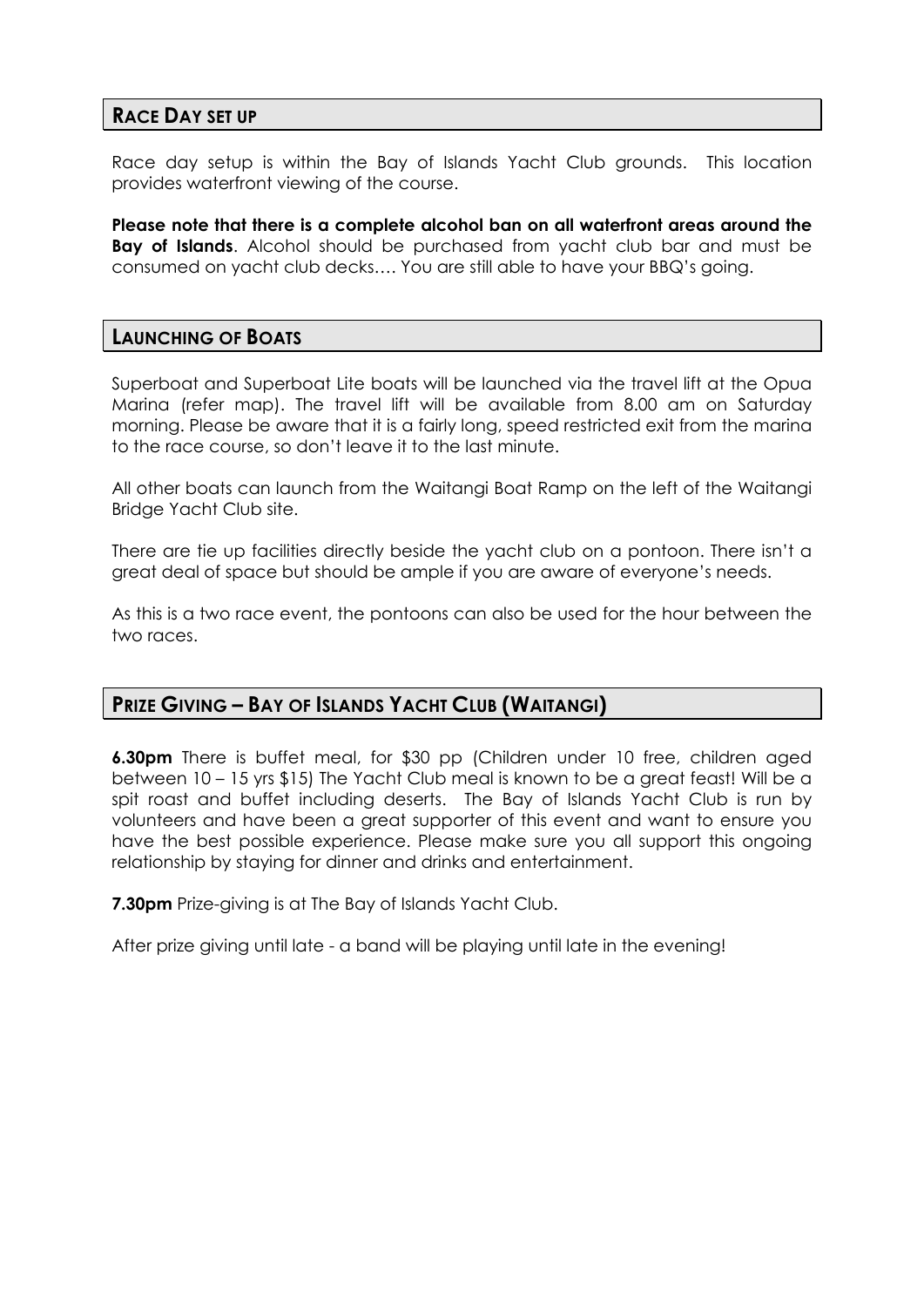## RACE DAY SET UP

Race day setup is within the Bay of Islands Yacht Club grounds. This location provides waterfront viewing of the course.

**Please note that there is a complete alcohol ban on all waterfront areas around the Bay of Islands**. Alcohol should be purchased from yacht club bar and must be consumed on yacht club decks…. You are still able to have your BBQ's going.

## LAUNCHING OF BOATS

Superboat and Superboat Lite boats will be launched via the travel lift at the Opua Marina (refer map). The travel lift will be available from 8.00 am on Saturday morning. Please be aware that it is a fairly long, speed restricted exit from the marina to the race course, so don't leave it to the last minute.

All other boats can launch from the Waitangi Boat Ramp on the left of the Waitangi Bridge Yacht Club site.

There are tie up facilities directly beside the yacht club on a pontoon. There isn't a great deal of space but should be ample if you are aware of everyone's needs.

As this is a two race event, the pontoons can also be used for the hour between the two races.

## PRIZE GIVING – BAY OF ISLANDS YACHT CLUB (WAITANGI)

**6.30pm** There is buffet meal, for $30 pp (Children under 10 free, children aged between 10 – 15 yrs $15) The Yacht Club meal is known to be a great feast! Will be a spit roast and buffet including deserts. The Bay of Islands Yacht Club is run by volunteers and have been a great supporter of this event and want to ensure you have the best possible experience. Please make sure you all support this ongoing relationship by staying for dinner and drinks and entertainment.

**7.30pm** Prize-giving is at The Bay of Islands Yacht Club.

After prize giving until late - a band will be playing until late in the evening!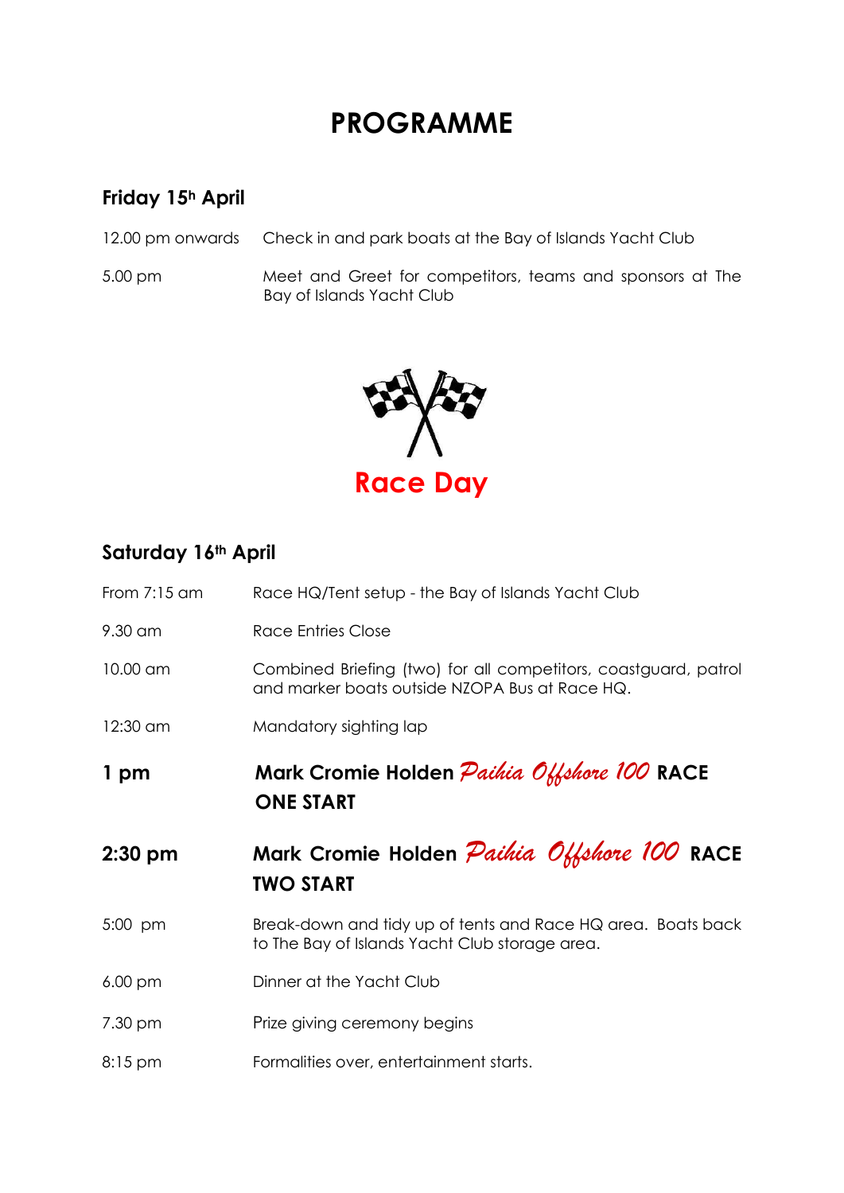# PROGRAMME

## Friday 15h April

| | |
|---|---|
| 12.00 pm onwards | Check in and park boats at the Bay of Islands Yacht Club |
| 5.00 pm | Meet and Greet for competitors, teams and sponsors at The Bay of Islands Yacht Club |

## Race Day

## Saturday 16th April

| | |
|---|---|
| From 7:15 am | Race HQ/Tent setup - the Bay of Islands Yacht Club |
| 9.30 am | Race Entries Close |
| 10.00 am | Combined Briefing (two) for all competitors, coastguard, patrol and marker boats outside NZOPA Bus at Race HQ. |
| 12:30 am | Mandatory sighting lap |
| **1 pm** | **Mark Cromie Holden *Paihia Offshore 100* RACE ONE START** |
| **2:30 pm** | **Mark Cromie Holden *Paihia Offshore 100* RACE TWO START** |
| 5:00 pm | Break-down and tidy up of tents and Race HQ area. Boats back to The Bay of Islands Yacht Club storage area. |
| 6.00 pm | Dinner at the Yacht Club |
| 7.30 pm | Prize giving ceremony begins |
| 8:15 pm | Formalities over, entertainment starts. |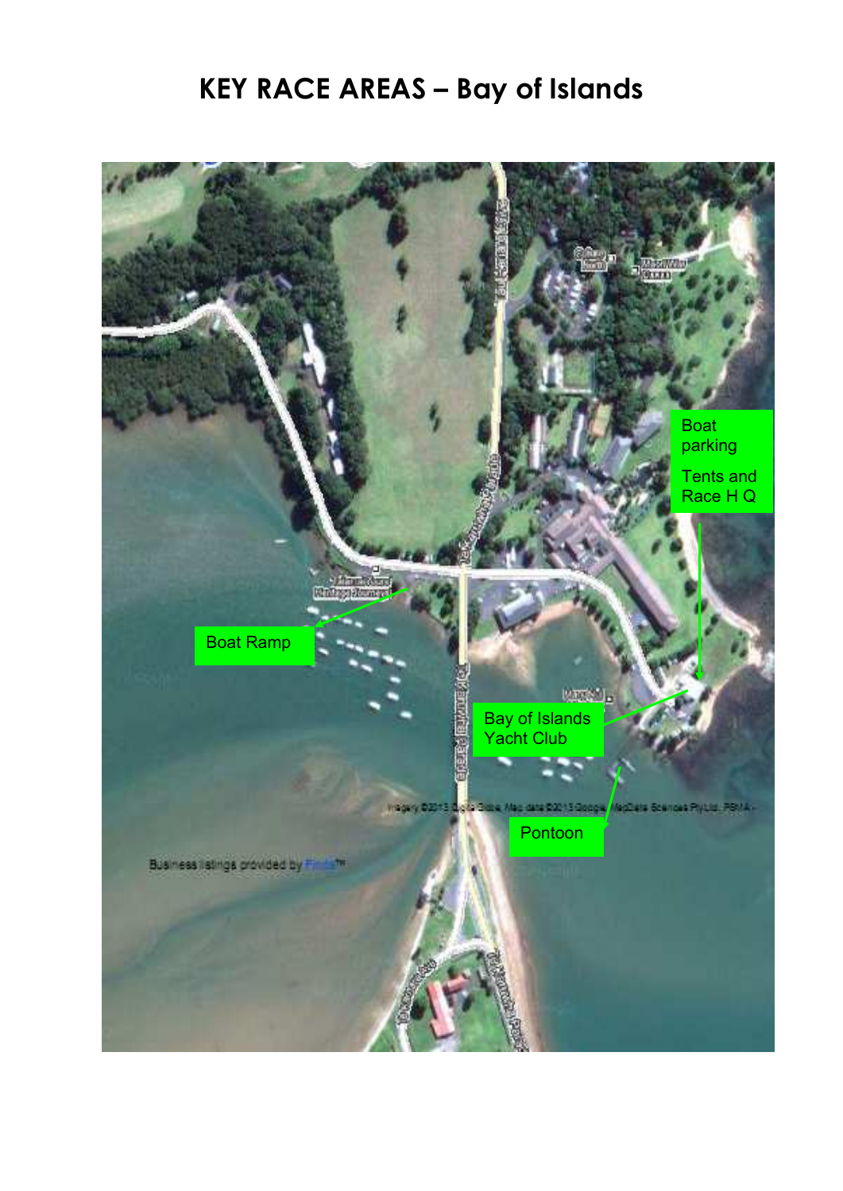# KEY RACE AREAS – Bay of Islands

Boat parking

Tents and Race H Q

Boat Ramp

Bay of Islands Yacht Club

Pontoon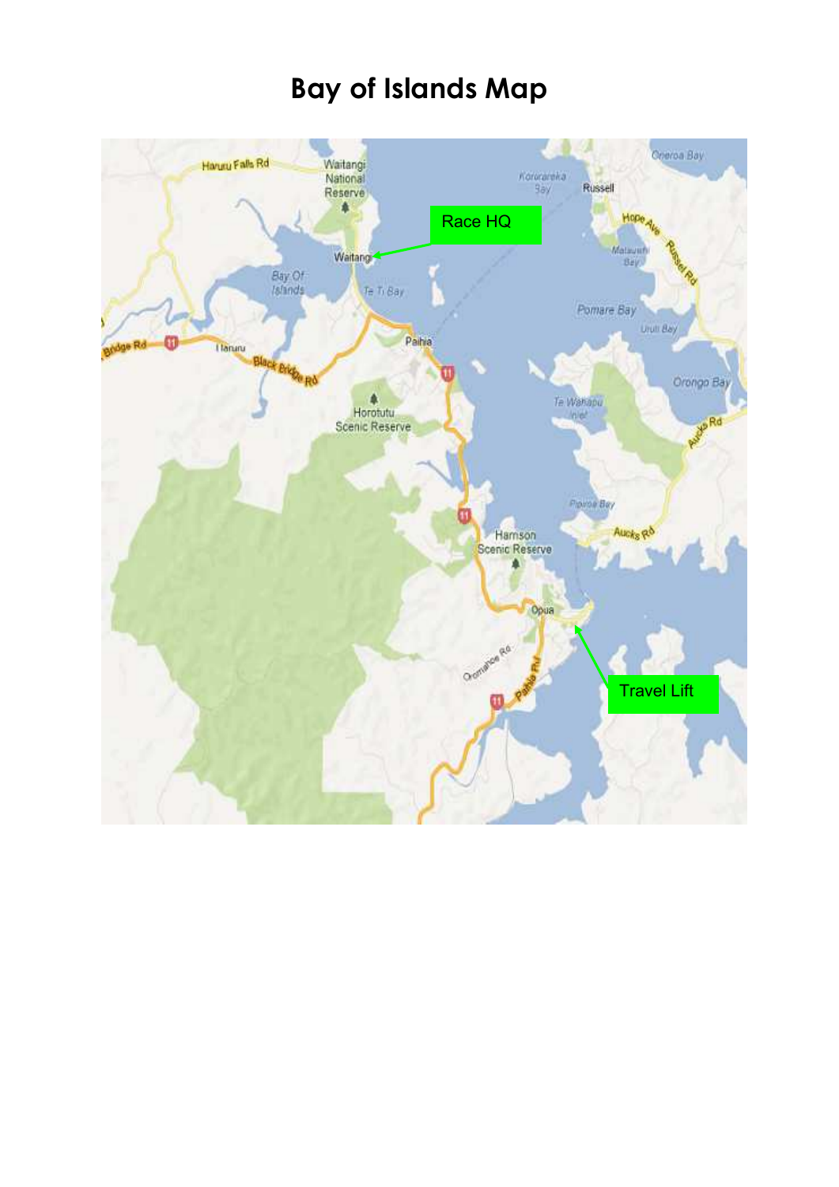# Bay of Islands Map

Race HQ

Travel Lift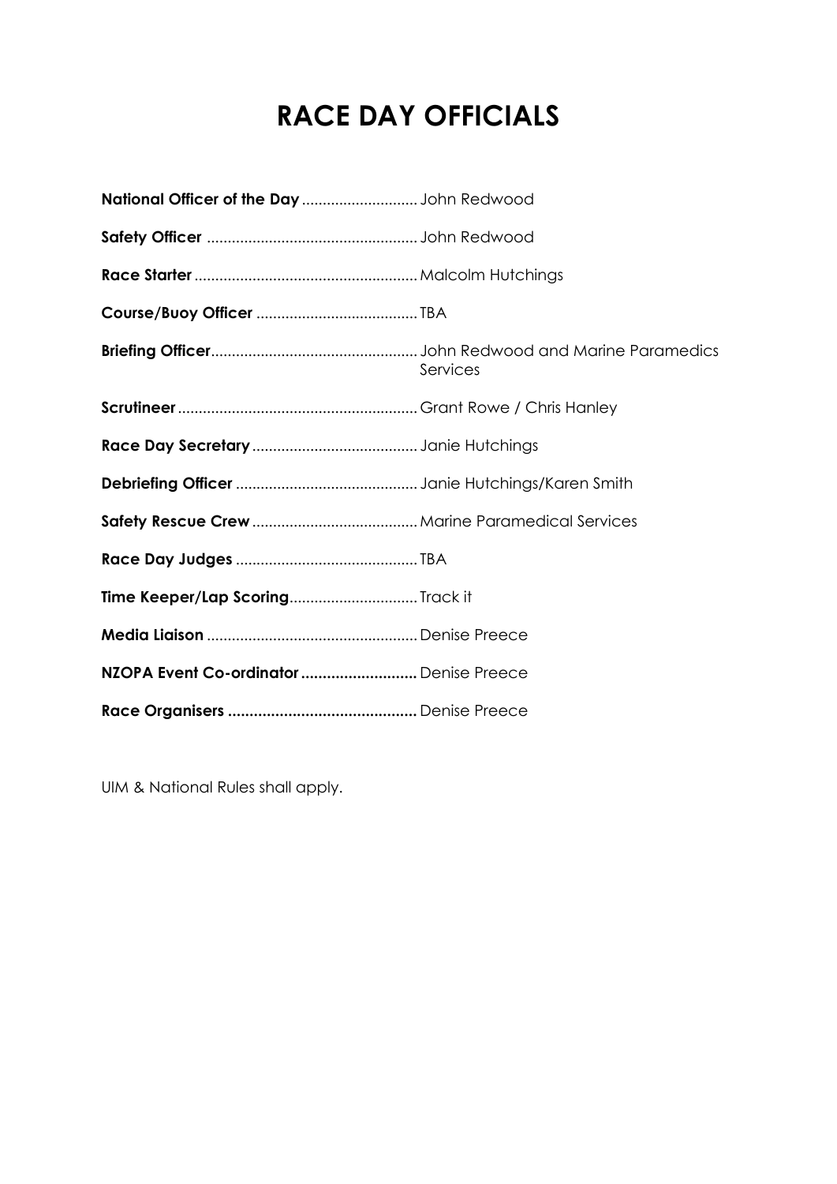# RACE DAY OFFICIALS

**National Officer of the Day** ............................ John Redwood

**Safety Officer** .................................................. John Redwood

**Race Starter** ..................................................... Malcolm Hutchings

**Course/Buoy Officer** ....................................... TBA

**Briefing Officer**................................................. John Redwood and Marine Paramedics Services

**Scrutineer** ......................................................... Grant Rowe / Chris Hanley

**Race Day Secretary** ........................................ Janie Hutchings

**Debriefing Officer** ........................................... Janie Hutchings/Karen Smith

**Safety Rescue Crew** ........................................ Marine Paramedical Services

**Race Day Judges** ............................................ TBA

**Time Keeper/Lap Scoring**............................... Track it

**Media Liaison** .................................................. Denise Preece

**NZOPA Event Co-ordinator ..........................** Denise Preece

**Race Organisers ............................................** Denise Preece

UIM & National Rules shall apply.